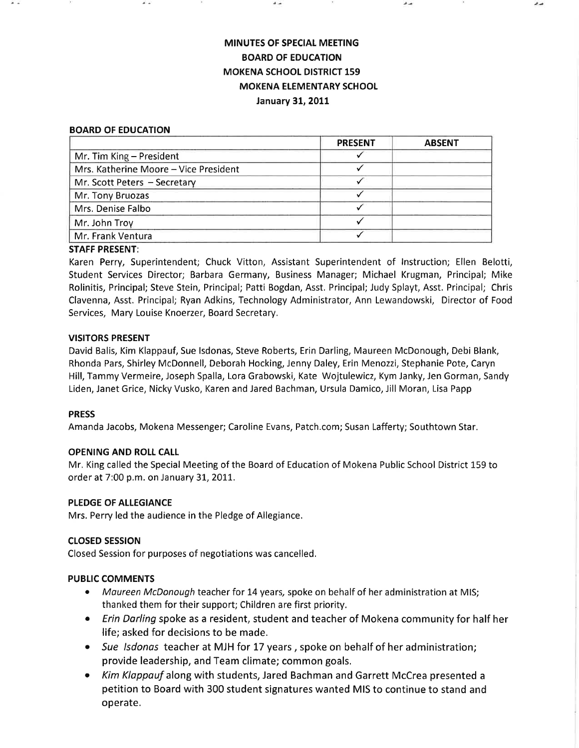# MINUTES OF SPECIAL MEETING
## BOARD OF EDUCATION
## MOKENA SCHOOL DISTRICT 159
## MOKENA ELEMENTARY SCHOOL
## January 31, 2011

### BOARD OF EDUCATION

| | PRESENT | ABSENT |
|---|---|---|
| Mr. Tim King – President | ✓ | |
| Mrs. Katherine Moore – Vice President | ✓ | |
| Mr. Scott Peters – Secretary | ✓ | |
| Mr. Tony Bruozas | ✓ | |
| Mrs. Denise Falbo | ✓ | |
| Mr. John Troy | ✓ | |
| Mr. Frank Ventura | ✓ | |

### STAFF PRESENT:

Karen Perry, Superintendent; Chuck Vitton, Assistant Superintendent of Instruction; Ellen Belotti, Student Services Director; Barbara Germany, Business Manager; Michael Krugman, Principal; Mike Rolinitis, Principal; Steve Stein, Principal; Patti Bogdan, Asst. Principal; Judy Splayt, Asst. Principal; Chris Clavenna, Asst. Principal; Ryan Adkins, Technology Administrator, Ann Lewandowski, Director of Food Services, Mary Louise Knoerzer, Board Secretary.

### VISITORS PRESENT

David Balis, Kim Klappauf, Sue Isdonas, Steve Roberts, Erin Darling, Maureen McDonough, Debi Blank, Rhonda Pars, Shirley McDonnell, Deborah Hocking, Jenny Daley, Erin Menozzi, Stephanie Pote, Caryn Hill, Tammy Vermeire, Joseph Spalla, Lora Grabowski, Kate Wojtulewicz, Kym Janky, Jen Gorman, Sandy Liden, Janet Grice, Nicky Vusko, Karen and Jared Bachman, Ursula Damico, Jill Moran, Lisa Papp

### PRESS

Amanda Jacobs, Mokena Messenger; Caroline Evans, Patch.com; Susan Lafferty; Southtown Star.

### OPENING AND ROLL CALL

Mr. King called the Special Meeting of the Board of Education of Mokena Public School District 159 to order at 7:00 p.m. on January 31, 2011.

### PLEDGE OF ALLEGIANCE

Mrs. Perry led the audience in the Pledge of Allegiance.

### CLOSED SESSION

Closed Session for purposes of negotiations was cancelled.

### PUBLIC COMMENTS

- *Maureen McDonough* teacher for 14 years, spoke on behalf of her administration at MIS; thanked them for their support; Children are first priority.
- *Erin Darling* spoke as a resident, student and teacher of Mokena community for half her life; asked for decisions to be made.
- *Sue Isdonas* teacher at MJH for 17 years , spoke on behalf of her administration; provide leadership, and Team climate; common goals.
- *Kim Klappauf* along with students, Jared Bachman and Garrett McCrea presented a petition to Board with 300 student signatures wanted MIS to continue to stand and operate.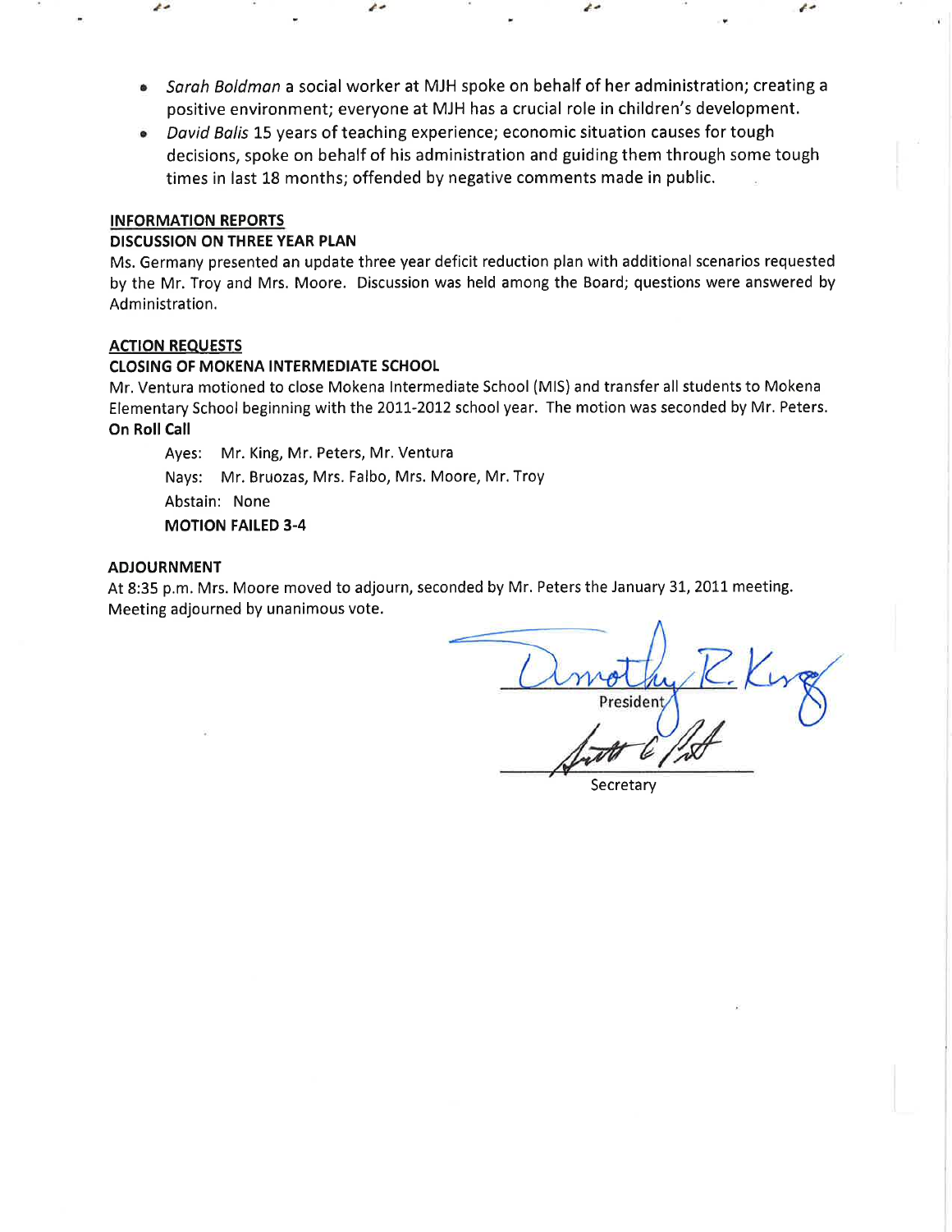- *Sarah Boldman* a social worker at MJH spoke on behalf of her administration; creating a positive environment; everyone at MJH has a crucial role in children's development.
- *David Balis* 15 years of teaching experience; economic situation causes for tough decisions, spoke on behalf of his administration and guiding them through some tough times in last 18 months; offended by negative comments made in public.

**INFORMATION REPORTS**

**DISCUSSION ON THREE YEAR PLAN**

Ms. Germany presented an update three year deficit reduction plan with additional scenarios requested by the Mr. Troy and Mrs. Moore. Discussion was held among the Board; questions were answered by Administration.

**ACTION REQUESTS**

**CLOSING OF MOKENA INTERMEDIATE SCHOOL**

Mr. Ventura motioned to close Mokena Intermediate School (MIS) and transfer all students to Mokena Elementary School beginning with the 2011-2012 school year. The motion was seconded by Mr. Peters.

**On Roll Call**

Ayes: Mr. King, Mr. Peters, Mr. Ventura

Nays: Mr. Bruozas, Mrs. Falbo, Mrs. Moore, Mr. Troy

Abstain: None

**MOTION FAILED 3-4**

**ADJOURNMENT**

At 8:35 p.m. Mrs. Moore moved to adjourn, seconded by Mr. Peters the January 31, 2011 meeting. Meeting adjourned by unanimous vote.

President

Secretary